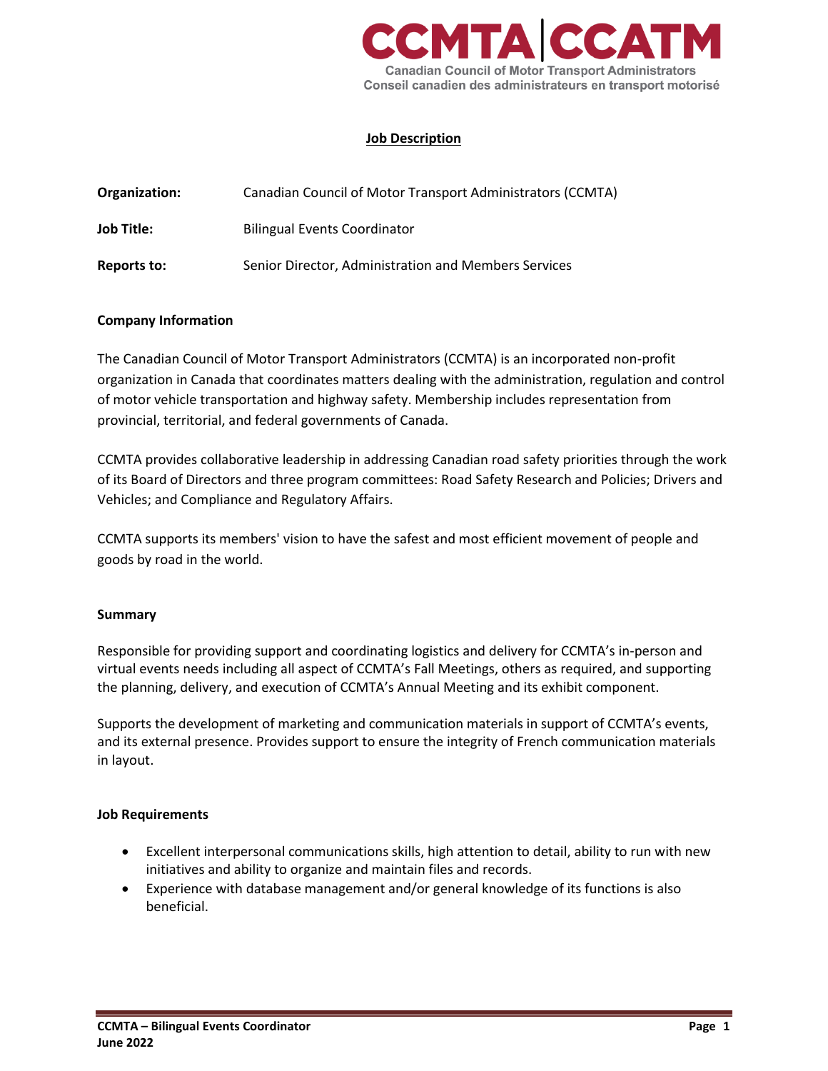CCMTA | CCATM
Canadian Council of Motor Transport Administrators
Conseil canadien des administrateurs en transport motorisé

# Job Description

**Organization:** Canadian Council of Motor Transport Administrators (CCMTA)

**Job Title:** Bilingual Events Coordinator

**Reports to:** Senior Director, Administration and Members Services

## Company Information

The Canadian Council of Motor Transport Administrators (CCMTA) is an incorporated non-profit organization in Canada that coordinates matters dealing with the administration, regulation and control of motor vehicle transportation and highway safety. Membership includes representation from provincial, territorial, and federal governments of Canada.

CCMTA provides collaborative leadership in addressing Canadian road safety priorities through the work of its Board of Directors and three program committees: Road Safety Research and Policies; Drivers and Vehicles; and Compliance and Regulatory Affairs.

CCMTA supports its members' vision to have the safest and most efficient movement of people and goods by road in the world.

## Summary

Responsible for providing support and coordinating logistics and delivery for CCMTA's in-person and virtual events needs including all aspect of CCMTA's Fall Meetings, others as required, and supporting the planning, delivery, and execution of CCMTA's Annual Meeting and its exhibit component.

Supports the development of marketing and communication materials in support of CCMTA's events, and its external presence. Provides support to ensure the integrity of French communication materials in layout.

## Job Requirements

- Excellent interpersonal communications skills, high attention to detail, ability to run with new initiatives and ability to organize and maintain files and records.
- Experience with database management and/or general knowledge of its functions is also beneficial.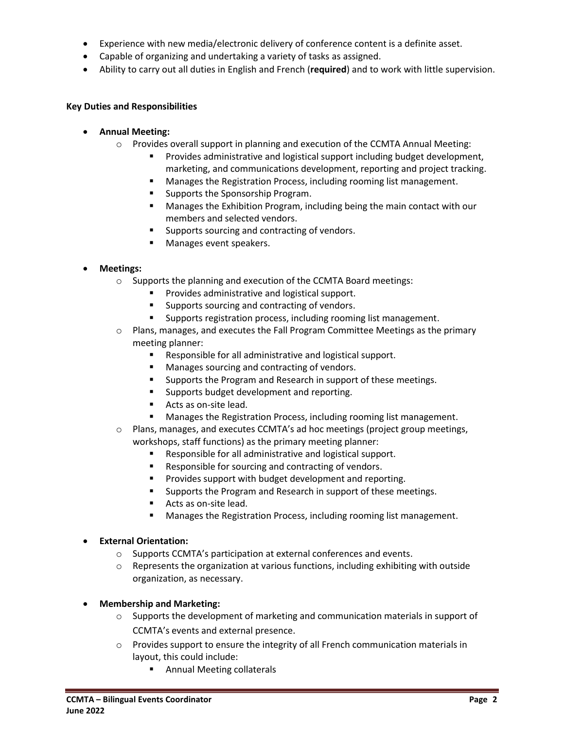- Experience with new media/electronic delivery of conference content is a definite asset.
- Capable of organizing and undertaking a variety of tasks as assigned.
- Ability to carry out all duties in English and French (**required**) and to work with little supervision.

**Key Duties and Responsibilities**

- **Annual Meeting:**
  - Provides overall support in planning and execution of the CCMTA Annual Meeting:
    - Provides administrative and logistical support including budget development, marketing, and communications development, reporting and project tracking.
    - Manages the Registration Process, including rooming list management.
    - Supports the Sponsorship Program.
    - Manages the Exhibition Program, including being the main contact with our members and selected vendors.
    - Supports sourcing and contracting of vendors.
    - Manages event speakers.

- **Meetings:**
  - Supports the planning and execution of the CCMTA Board meetings:
    - Provides administrative and logistical support.
    - Supports sourcing and contracting of vendors.
    - Supports registration process, including rooming list management.
  - Plans, manages, and executes the Fall Program Committee Meetings as the primary meeting planner:
    - Responsible for all administrative and logistical support.
    - Manages sourcing and contracting of vendors.
    - Supports the Program and Research in support of these meetings.
    - Supports budget development and reporting.
    - Acts as on-site lead.
    - Manages the Registration Process, including rooming list management.
  - Plans, manages, and executes CCMTA's ad hoc meetings (project group meetings, workshops, staff functions) as the primary meeting planner:
    - Responsible for all administrative and logistical support.
    - Responsible for sourcing and contracting of vendors.
    - Provides support with budget development and reporting.
    - Supports the Program and Research in support of these meetings.
    - Acts as on-site lead.
    - Manages the Registration Process, including rooming list management.

- **External Orientation:**
  - Supports CCMTA's participation at external conferences and events.
  - Represents the organization at various functions, including exhibiting with outside organization, as necessary.

- **Membership and Marketing:**
  - Supports the development of marketing and communication materials in support of CCMTA's events and external presence.
  - Provides support to ensure the integrity of all French communication materials in layout, this could include:
    - Annual Meeting collaterals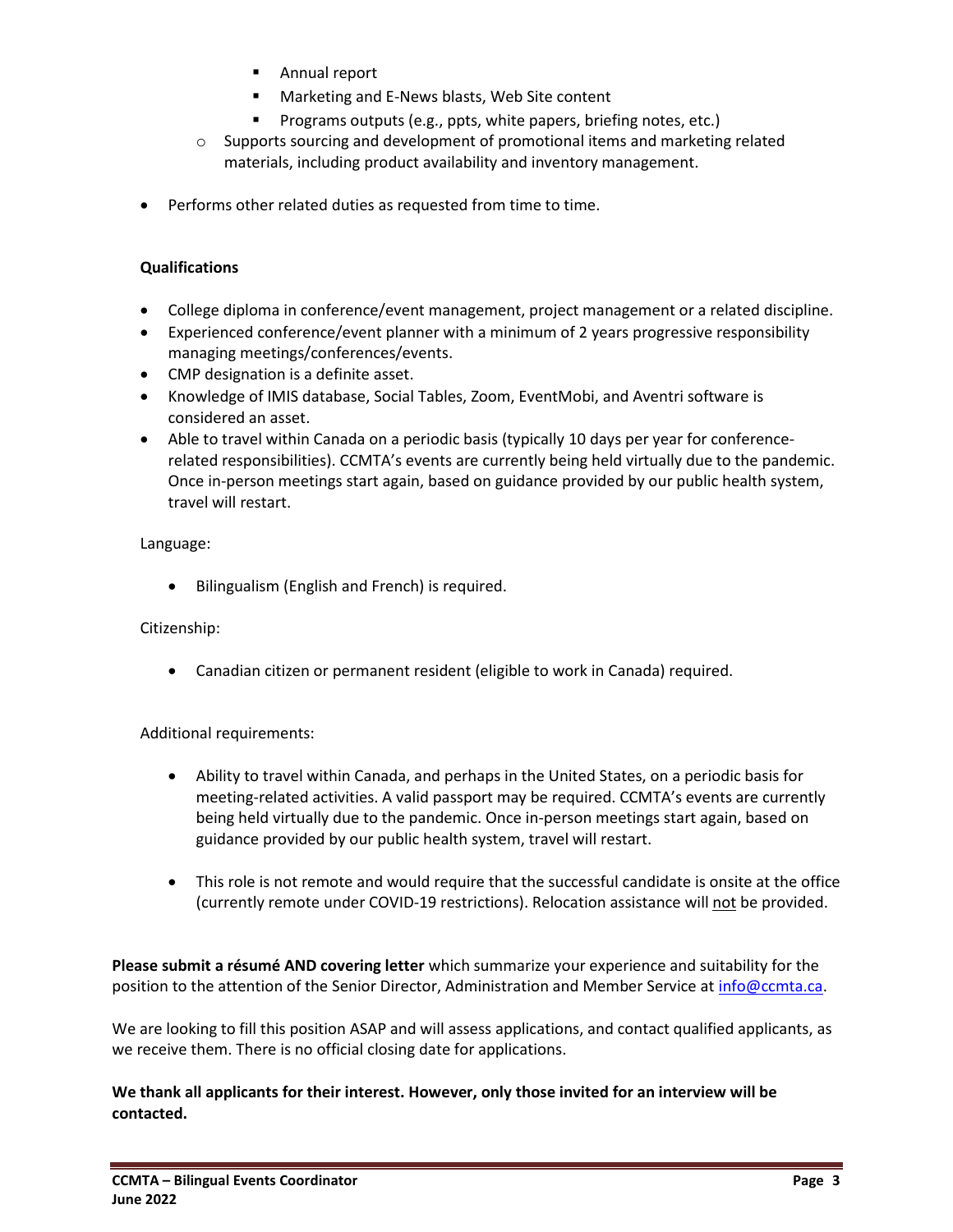- Annual report
        - Marketing and E-News blasts, Web Site content
        - Programs outputs (e.g., ppts, white papers, briefing notes, etc.)
    - Supports sourcing and development of promotional items and marketing related materials, including product availability and inventory management.

- Performs other related duties as requested from time to time.

**Qualifications**

- College diploma in conference/event management, project management or a related discipline.
- Experienced conference/event planner with a minimum of 2 years progressive responsibility managing meetings/conferences/events.
- CMP designation is a definite asset.
- Knowledge of IMIS database, Social Tables, Zoom, EventMobi, and Aventri software is considered an asset.
- Able to travel within Canada on a periodic basis (typically 10 days per year for conference-related responsibilities). CCMTA's events are currently being held virtually due to the pandemic. Once in-person meetings start again, based on guidance provided by our public health system, travel will restart.

Language:

- Bilingualism (English and French) is required.

Citizenship:

- Canadian citizen or permanent resident (eligible to work in Canada) required.

Additional requirements:

- Ability to travel within Canada, and perhaps in the United States, on a periodic basis for meeting-related activities. A valid passport may be required. CCMTA's events are currently being held virtually due to the pandemic. Once in-person meetings start again, based on guidance provided by our public health system, travel will restart.

- This role is not remote and would require that the successful candidate is onsite at the office (currently remote under COVID-19 restrictions). Relocation assistance will not be provided.

**Please submit a résumé AND covering letter** which summarize your experience and suitability for the position to the attention of the Senior Director, Administration and Member Service at info@ccmta.ca.

We are looking to fill this position ASAP and will assess applications, and contact qualified applicants, as we receive them. There is no official closing date for applications.

**We thank all applicants for their interest. However, only those invited for an interview will be contacted.**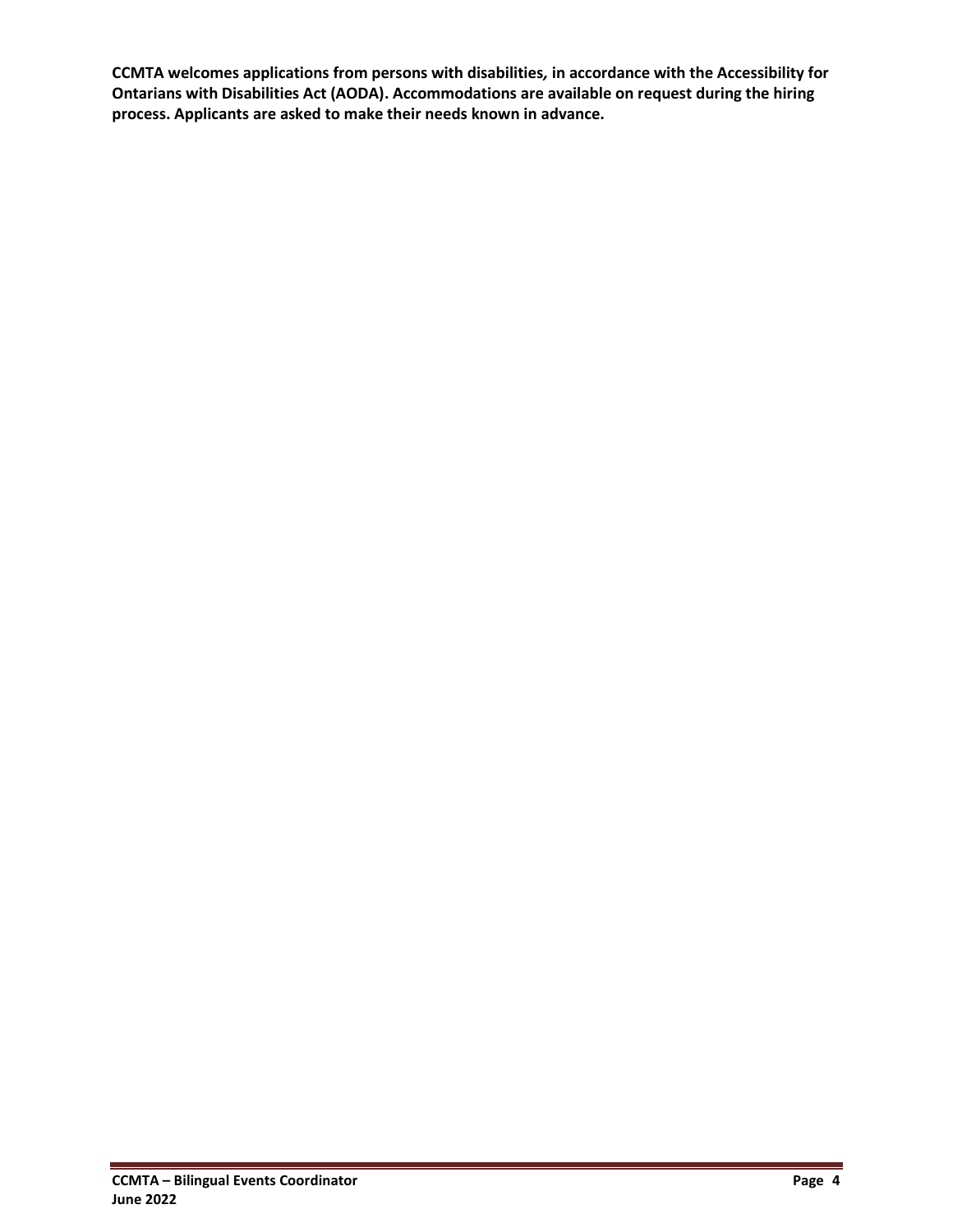**CCMTA welcomes applications from persons with disabilities, in accordance with the Accessibility for Ontarians with Disabilities Act (AODA). Accommodations are available on request during the hiring process. Applicants are asked to make their needs known in advance.**